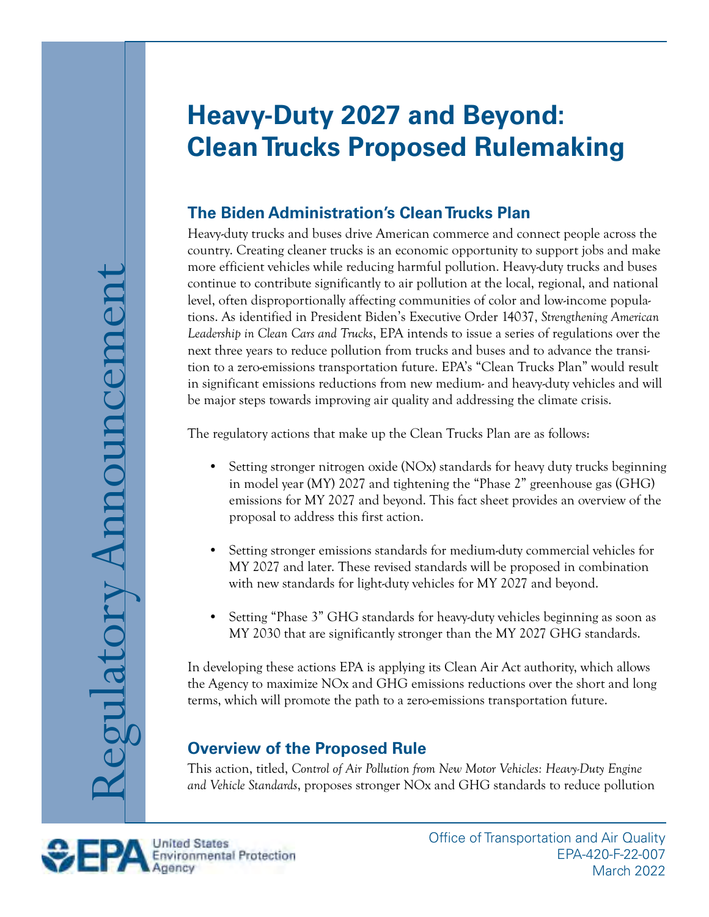Regulatory Announcement

# Heavy-Duty 2027 and Beyond: Clean Trucks Proposed Rulemaking

## The Biden Administration's Clean Trucks Plan

Heavy-duty trucks and buses drive American commerce and connect people across the country. Creating cleaner trucks is an economic opportunity to support jobs and make more efficient vehicles while reducing harmful pollution. Heavy-duty trucks and buses continue to contribute significantly to air pollution at the local, regional, and national level, often disproportionally affecting communities of color and low-income populations. As identified in President Biden's Executive Order 14037, *Strengthening American Leadership in Clean Cars and Trucks*, EPA intends to issue a series of regulations over the next three years to reduce pollution from trucks and buses and to advance the transition to a zero-emissions transportation future. EPA's "Clean Trucks Plan" would result in significant emissions reductions from new medium- and heavy-duty vehicles and will be major steps towards improving air quality and addressing the climate crisis.

The regulatory actions that make up the Clean Trucks Plan are as follows:

- Setting stronger nitrogen oxide (NOx) standards for heavy duty trucks beginning in model year (MY) 2027 and tightening the "Phase 2" greenhouse gas (GHG) emissions for MY 2027 and beyond. This fact sheet provides an overview of the proposal to address this first action.
- Setting stronger emissions standards for medium-duty commercial vehicles for MY 2027 and later. These revised standards will be proposed in combination with new standards for light-duty vehicles for MY 2027 and beyond.
- Setting "Phase 3" GHG standards for heavy-duty vehicles beginning as soon as MY 2030 that are significantly stronger than the MY 2027 GHG standards.

In developing these actions EPA is applying its Clean Air Act authority, which allows the Agency to maximize NOx and GHG emissions reductions over the short and long terms, which will promote the path to a zero-emissions transportation future.

## Overview of the Proposed Rule

This action, titled, *Control of Air Pollution from New Motor Vehicles: Heavy-Duty Engine and Vehicle Standards*, proposes stronger NOx and GHG standards to reduce pollution

United States Environmental Protection Agency

Office of Transportation and Air Quality
EPA-420-F-22-007
March 2022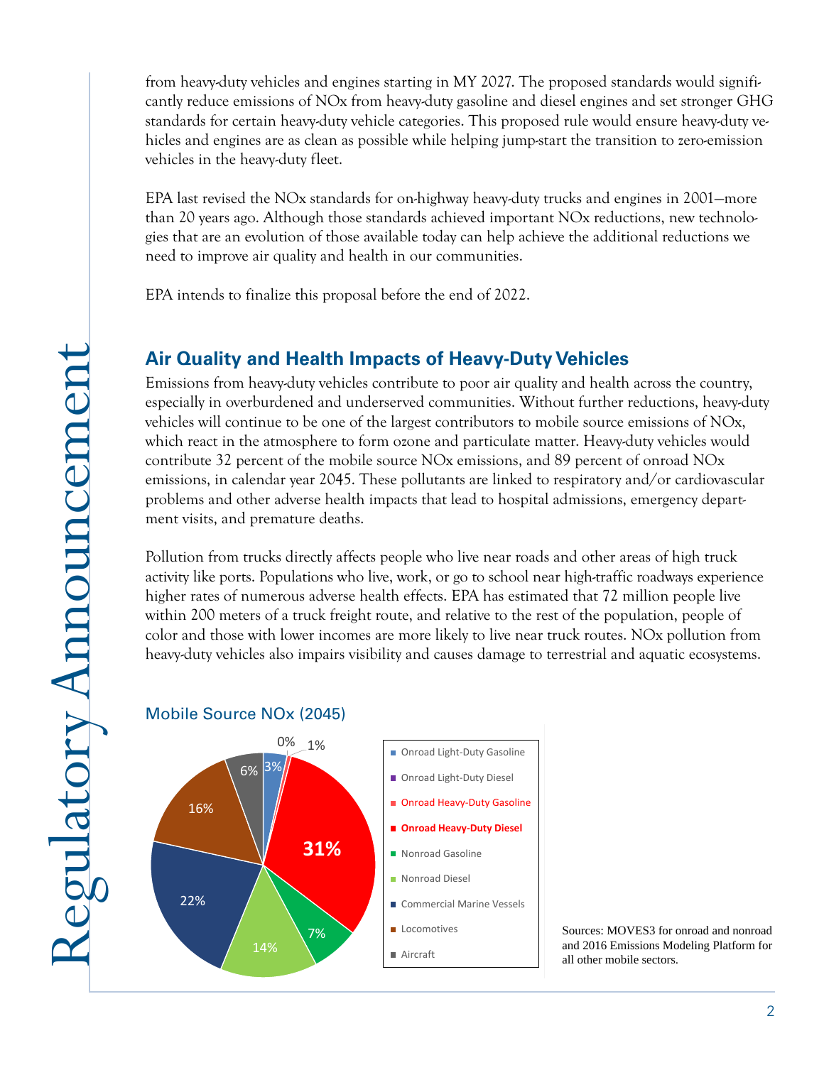from heavy-duty vehicles and engines starting in MY 2027. The proposed standards would significantly reduce emissions of NOx from heavy-duty gasoline and diesel engines and set stronger GHG standards for certain heavy-duty vehicle categories. This proposed rule would ensure heavy-duty vehicles and engines are as clean as possible while helping jump-start the transition to zero-emission vehicles in the heavy-duty fleet.

EPA last revised the NOx standards for on-highway heavy-duty trucks and engines in 2001—more than 20 years ago. Although those standards achieved important NOx reductions, new technologies that are an evolution of those available today can help achieve the additional reductions we need to improve air quality and health in our communities.

EPA intends to finalize this proposal before the end of 2022.

## Air Quality and Health Impacts of Heavy-Duty Vehicles

Emissions from heavy-duty vehicles contribute to poor air quality and health across the country, especially in overburdened and underserved communities. Without further reductions, heavy-duty vehicles will continue to be one of the largest contributors to mobile source emissions of NOx, which react in the atmosphere to form ozone and particulate matter. Heavy-duty vehicles would contribute 32 percent of the mobile source NOx emissions, and 89 percent of onroad NOx emissions, in calendar year 2045. These pollutants are linked to respiratory and/or cardiovascular problems and other adverse health impacts that lead to hospital admissions, emergency department visits, and premature deaths.

Pollution from trucks directly affects people who live near roads and other areas of high truck activity like ports. Populations who live, work, or go to school near high-traffic roadways experience higher rates of numerous adverse health effects. EPA has estimated that 72 million people live within 200 meters of a truck freight route, and relative to the rest of the population, people of color and those with lower incomes are more likely to live near truck routes. NOx pollution from heavy-duty vehicles also impairs visibility and causes damage to terrestrial and aquatic ecosystems.

### Mobile Source NOx (2045)

| Source | Share |
|---|---|
| Onroad Light-Duty Gasoline | 3% |
| Onroad Light-Duty Diesel | 0% |
| Onroad Heavy-Duty Gasoline | 1% |
| **Onroad Heavy-Duty Diesel** | **31%** |
| Nonroad Gasoline | 7% |
| Nonroad Diesel | 14% |
| Commercial Marine Vessels | 22% |
| Locomotives | 16% |
| Aircraft | 6% |

Sources: MOVES3 for onroad and nonroad and 2016 Emissions Modeling Platform for all other mobile sectors.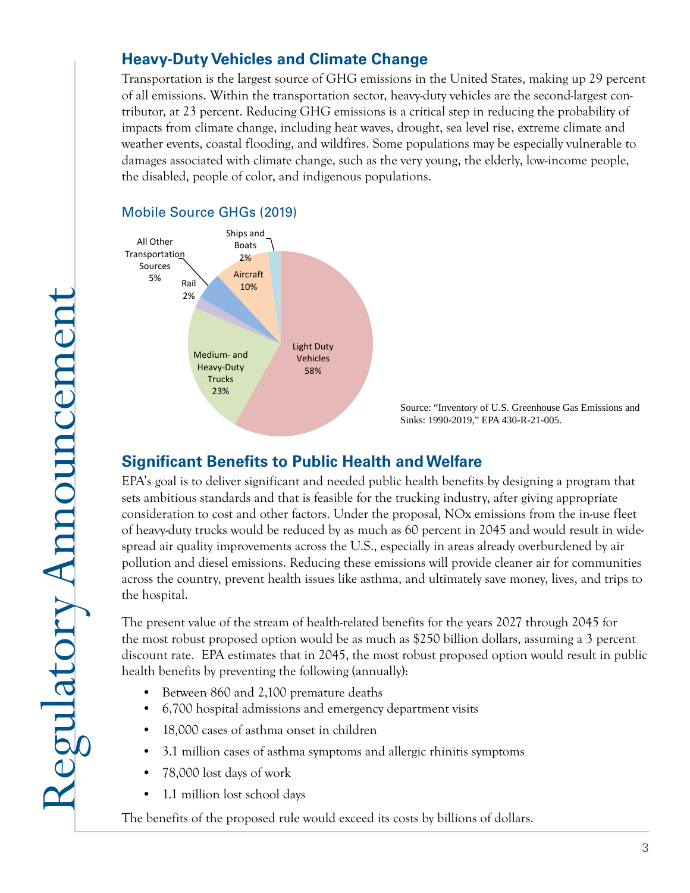## Heavy-Duty Vehicles and Climate Change

Transportation is the largest source of GHG emissions in the United States, making up 29 percent of all emissions. Within the transportation sector, heavy-duty vehicles are the second-largest contributor, at 23 percent. Reducing GHG emissions is a critical step in reducing the probability of impacts from climate change, including heat waves, drought, sea level rise, extreme climate and weather events, coastal flooding, and wildfires. Some populations may be especially vulnerable to damages associated with climate change, such as the very young, the elderly, low-income people, the disabled, people of color, and indigenous populations.

### Mobile Source GHGs (2019)

| Source | Share |
|---|---|
| Light Duty Vehicles | 58% |
| Medium- and Heavy-Duty Trucks | 23% |
| Aircraft | 10% |
| All Other Transportation Sources | 5% |
| Rail | 2% |
| Ships and Boats | 2% |

Source: "Inventory of U.S. Greenhouse Gas Emissions and Sinks: 1990-2019," EPA 430-R-21-005.

## Significant Benefits to Public Health and Welfare

EPA's goal is to deliver significant and needed public health benefits by designing a program that sets ambitious standards and that is feasible for the trucking industry, after giving appropriate consideration to cost and other factors. Under the proposal, NOx emissions from the in-use fleet of heavy-duty trucks would be reduced by as much as 60 percent in 2045 and would result in widespread air quality improvements across the U.S., especially in areas already overburdened by air pollution and diesel emissions. Reducing these emissions will provide cleaner air for communities across the country, prevent health issues like asthma, and ultimately save money, lives, and trips to the hospital.

The present value of the stream of health-related benefits for the years 2027 through 2045 for the most robust proposed option would be as much as $250 billion dollars, assuming a 3 percent discount rate. EPA estimates that in 2045, the most robust proposed option would result in public health benefits by preventing the following (annually):

- Between 860 and 2,100 premature deaths
- 6,700 hospital admissions and emergency department visits
- 18,000 cases of asthma onset in children
- 3.1 million cases of asthma symptoms and allergic rhinitis symptoms
- 78,000 lost days of work
- 1.1 million lost school days

The benefits of the proposed rule would exceed its costs by billions of dollars.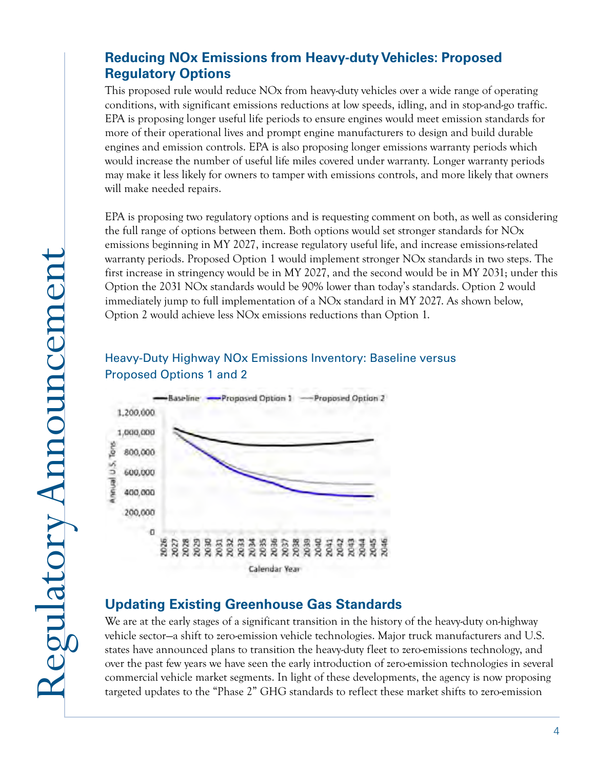## Reducing NOx Emissions from Heavy-duty Vehicles: Proposed Regulatory Options

This proposed rule would reduce NOx from heavy-duty vehicles over a wide range of operating conditions, with significant emissions reductions at low speeds, idling, and in stop-and-go traffic. EPA is proposing longer useful life periods to ensure engines would meet emission standards for more of their operational lives and prompt engine manufacturers to design and build durable engines and emission controls. EPA is also proposing longer emissions warranty periods which would increase the number of useful life miles covered under warranty. Longer warranty periods may make it less likely for owners to tamper with emissions controls, and more likely that owners will make needed repairs.

EPA is proposing two regulatory options and is requesting comment on both, as well as considering the full range of options between them. Both options would set stronger standards for NOx emissions beginning in MY 2027, increase regulatory useful life, and increase emissions-related warranty periods. Proposed Option 1 would implement stronger NOx standards in two steps. The first increase in stringency would be in MY 2027, and the second would be in MY 2031; under this Option the 2031 NOx standards would be 90% lower than today's standards. Option 2 would immediately jump to full implementation of a NOx standard in MY 2027. As shown below, Option 2 would achieve less NOx emissions reductions than Option 1.

### Heavy-Duty Highway NOx Emissions Inventory: Baseline versus Proposed Options 1 and 2

## Updating Existing Greenhouse Gas Standards

We are at the early stages of a significant transition in the history of the heavy-duty on-highway vehicle sector—a shift to zero-emission vehicle technologies. Major truck manufacturers and U.S. states have announced plans to transition the heavy-duty fleet to zero-emissions technology, and over the past few years we have seen the early introduction of zero-emission technologies in several commercial vehicle market segments. In light of these developments, the agency is now proposing targeted updates to the "Phase 2" GHG standards to reflect these market shifts to zero-emission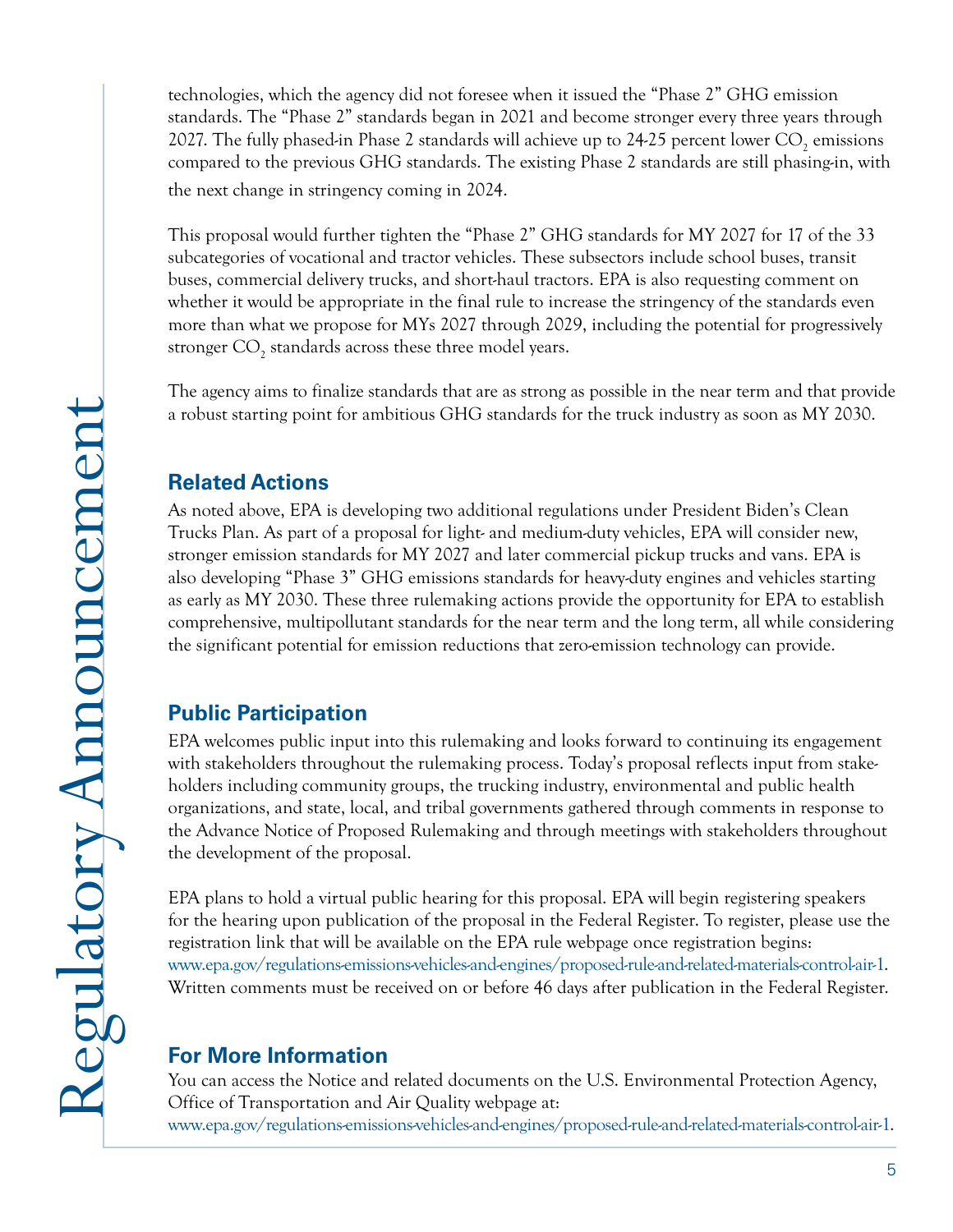technologies, which the agency did not foresee when it issued the "Phase 2" GHG emission standards. The "Phase 2" standards began in 2021 and become stronger every three years through 2027. The fully phased-in Phase 2 standards will achieve up to 24-25 percent lower $CO_2$ emissions compared to the previous GHG standards. The existing Phase 2 standards are still phasing-in, with the next change in stringency coming in 2024.

This proposal would further tighten the "Phase 2" GHG standards for MY 2027 for 17 of the 33 subcategories of vocational and tractor vehicles. These subsectors include school buses, transit buses, commercial delivery trucks, and short-haul tractors. EPA is also requesting comment on whether it would be appropriate in the final rule to increase the stringency of the standards even more than what we propose for MYs 2027 through 2029, including the potential for progressively stronger $CO_2$ standards across these three model years.

The agency aims to finalize standards that are as strong as possible in the near term and that provide a robust starting point for ambitious GHG standards for the truck industry as soon as MY 2030.

## Related Actions

As noted above, EPA is developing two additional regulations under President Biden's Clean Trucks Plan. As part of a proposal for light- and medium-duty vehicles, EPA will consider new, stronger emission standards for MY 2027 and later commercial pickup trucks and vans. EPA is also developing "Phase 3" GHG emissions standards for heavy-duty engines and vehicles starting as early as MY 2030. These three rulemaking actions provide the opportunity for EPA to establish comprehensive, multipollutant standards for the near term and the long term, all while considering the significant potential for emission reductions that zero-emission technology can provide.

## Public Participation

EPA welcomes public input into this rulemaking and looks forward to continuing its engagement with stakeholders throughout the rulemaking process. Today's proposal reflects input from stakeholders including community groups, the trucking industry, environmental and public health organizations, and state, local, and tribal governments gathered through comments in response to the Advance Notice of Proposed Rulemaking and through meetings with stakeholders throughout the development of the proposal.

EPA plans to hold a virtual public hearing for this proposal. EPA will begin registering speakers for the hearing upon publication of the proposal in the Federal Register. To register, please use the registration link that will be available on the EPA rule webpage once registration begins: www.epa.gov/regulations-emissions-vehicles-and-engines/proposed-rule-and-related-materials-control-air-1. Written comments must be received on or before 46 days after publication in the Federal Register.

## For More Information

You can access the Notice and related documents on the U.S. Environmental Protection Agency, Office of Transportation and Air Quality webpage at:
www.epa.gov/regulations-emissions-vehicles-and-engines/proposed-rule-and-related-materials-control-air-1.